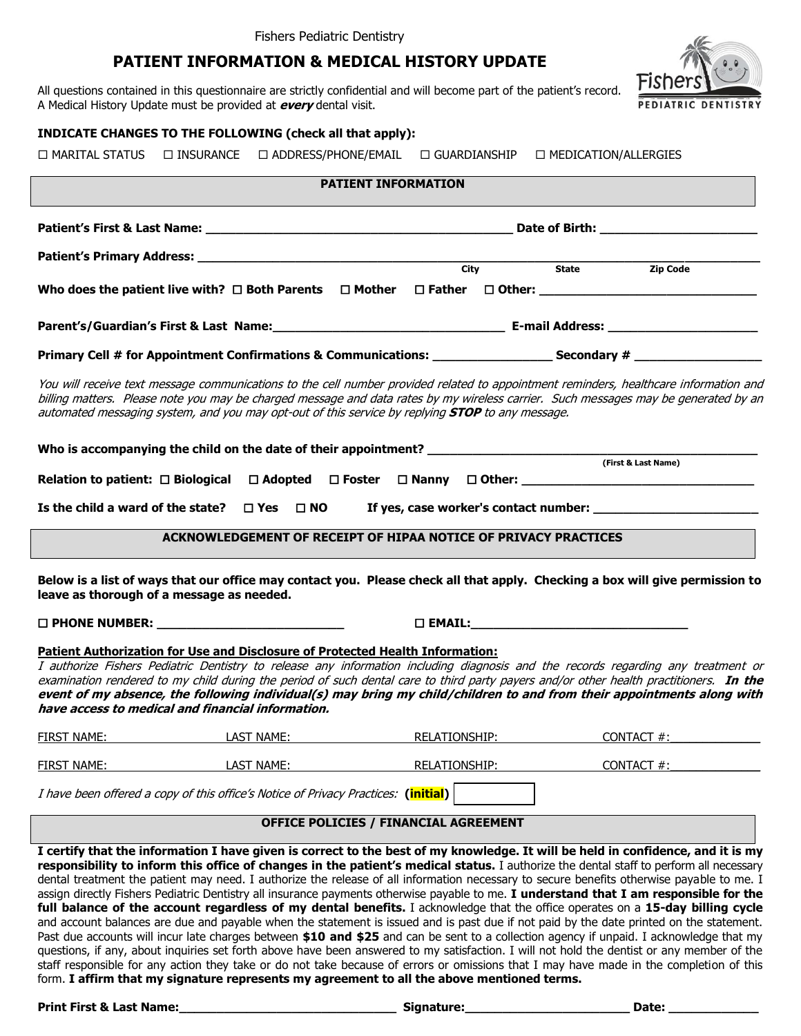Fishers Pediatric Dentistry

# PATIENT INFORMATION & MEDICAL HISTORY UPDATE

All questions contained in this questionnaire are strictly confidential and will become part of the patient's record.
A Medical History Update must be provided at ***every*** dental visit.

**INDICATE CHANGES TO THE FOLLOWING (check all that apply):**

☐ MARITAL STATUS ☐ INSURANCE ☐ ADDRESS/PHONE/EMAIL ☐ GUARDIANSHIP ☐ MEDICATION/ALLERGIES

## PATIENT INFORMATION

**Patient's First & Last Name:** ____________________________________________ **Date of Birth:** ______________________

**Patient's Primary Address:** ______________________________________________________________________________
City State Zip Code

**Who does the patient live with?** ☐ **Both Parents** ☐ **Mother** ☐ **Father** ☐ **Other:** ______________________________

**Parent's/Guardian's First & Last Name:**__________________________________ **E-mail Address:** ______________________

**Primary Cell # for Appointment Confirmations & Communications:** _________________ **Secondary #** __________________

*You will receive text message communications to the cell number provided related to appointment reminders, healthcare information and billing matters. Please note you may be charged message and data rates by my wireless carrier. Such messages may be generated by an automated messaging system, and you may opt-out of this service by replying **STOP** to any message.*

**Who is accompanying the child on the date of their appointment?** ______________________________________________
**(First & Last Name)**

**Relation to patient:** ☐ **Biological** ☐ **Adopted** ☐ **Foster** ☐ **Nanny** ☐ **Other:** _________________________________

**Is the child a ward of the state?** ☐ **Yes** ☐ **NO** **If yes, case worker's contact number:** _______________________

## ACKNOWLEDGEMENT OF RECEIPT OF HIPAA NOTICE OF PRIVACY PRACTICES

**Below is a list of ways that our office may contact you. Please check all that apply. Checking a box will give permission to leave as thorough of a message as needed.**

☐ **PHONE NUMBER:** ___________________________ ☐ **EMAIL:**_______________________________

**Patient Authorization for Use and Disclosure of Protected Health Information:**
*I authorize Fishers Pediatric Dentistry to release any information including diagnosis and the records regarding any treatment or examination rendered to my child during the period of such dental care to third party payers and/or other health practitioners. **In the event of my absence, the following individual(s) may bring my child/children to and from their appointments along with have access to medical and financial information.***

FIRST NAME: LAST NAME: RELATIONSHIP: CONTACT #:____________

FIRST NAME: LAST NAME: RELATIONSHIP: CONTACT #:____________

*I have been offered a copy of this office's Notice of Privacy Practices:* **(initial)** ☐

## OFFICE POLICIES / FINANCIAL AGREEMENT

**I certify that the information I have given is correct to the best of my knowledge. It will be held in confidence, and it is my responsibility to inform this office of changes in the patient's medical status.** I authorize the dental staff to perform all necessary dental treatment the patient may need. I authorize the release of all information necessary to secure benefits otherwise payable to me. I assign directly Fishers Pediatric Dentistry all insurance payments otherwise payable to me. **I understand that I am responsible for the full balance of the account regardless of my dental benefits.** I acknowledge that the office operates on a **15-day billing cycle** and account balances are due and payable when the statement is issued and is past due if not paid by the date printed on the statement. Past due accounts will incur late charges between **$10 and $25** and can be sent to a collection agency if unpaid. I acknowledge that my questions, if any, about inquiries set forth above have been answered to my satisfaction. I will not hold the dentist or any member of the staff responsible for any action they take or do not take because of errors or omissions that I may have made in the completion of this form. **I affirm that my signature represents my agreement to all the above mentioned terms.**

**Print First & Last Name:**_______________________________ **Signature:**________________________ **Date:** _____________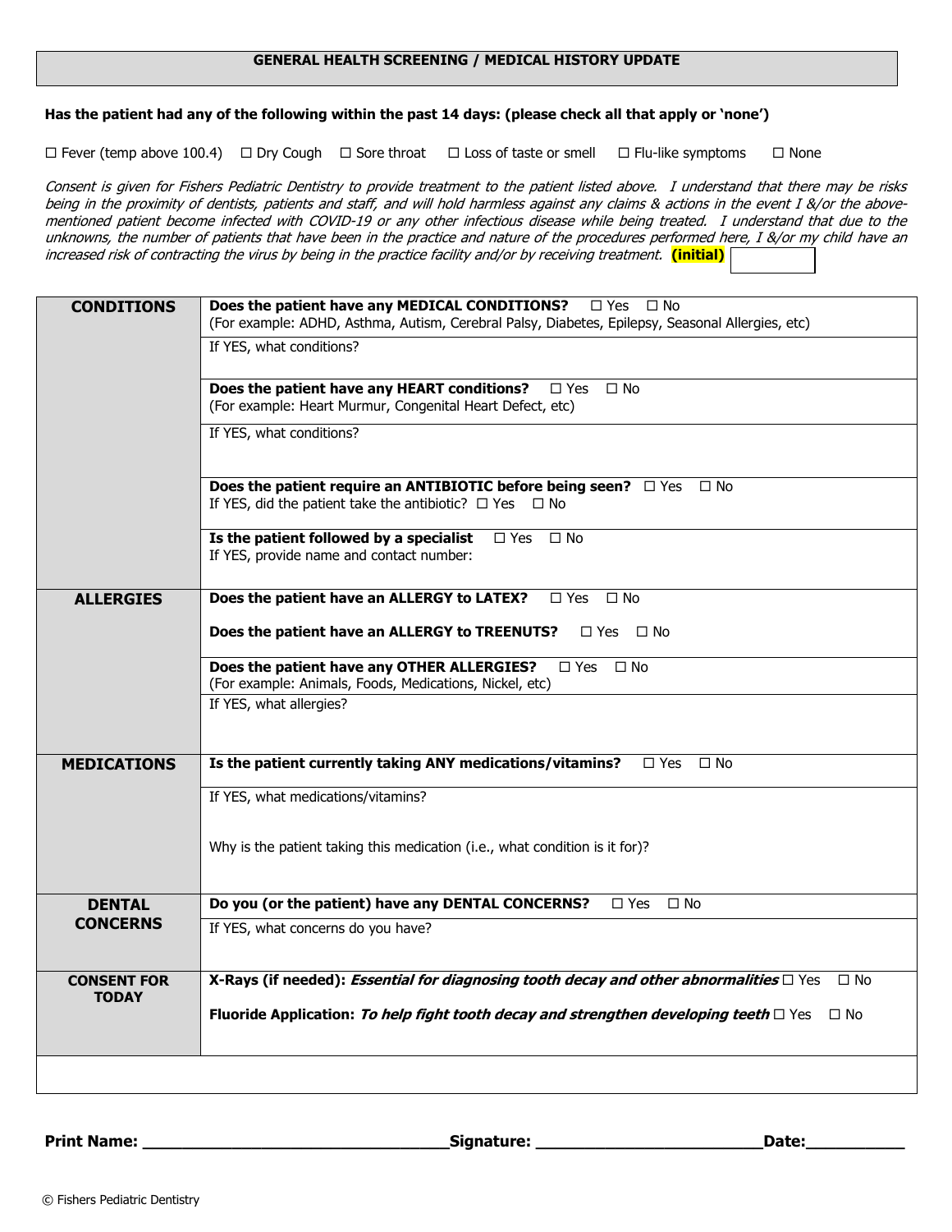## GENERAL HEALTH SCREENING / MEDICAL HISTORY UPDATE

**Has the patient had any of the following within the past 14 days: (please check all that apply or 'none')**

☐ Fever (temp above 100.4) ☐ Dry Cough ☐ Sore throat ☐ Loss of taste or smell ☐ Flu-like symptoms ☐ None

*Consent is given for Fishers Pediatric Dentistry to provide treatment to the patient listed above. I understand that there may be risks being in the proximity of dentists, patients and staff, and will hold harmless against any claims & actions in the event I &/or the above-mentioned patient become infected with COVID-19 or any other infectious disease while being treated. I understand that due to the unknowns, the number of patients that have been in the practice and nature of the procedures performed here, I &/or my child have an increased risk of contracting the virus by being in the practice facility and/or by receiving treatment.* **(initial)** ______

| | |
|---|---|
| **CONDITIONS** | **Does the patient have any MEDICAL CONDITIONS?** ☐ Yes ☐ No<br>(For example: ADHD, Asthma, Autism, Cerebral Palsy, Diabetes, Epilepsy, Seasonal Allergies, etc) |
| | If YES, what conditions? |
| | **Does the patient have any HEART conditions?** ☐ Yes ☐ No<br>(For example: Heart Murmur, Congenital Heart Defect, etc) |
| | If YES, what conditions? |
| | **Does the patient require an ANTIBIOTIC before being seen?** ☐ Yes ☐ No<br>If YES, did the patient take the antibiotic? ☐ Yes ☐ No |
| | **Is the patient followed by a specialist** ☐ Yes ☐ No<br>If YES, provide name and contact number: |
| **ALLERGIES** | **Does the patient have an ALLERGY to LATEX?** ☐ Yes ☐ No<br>**Does the patient have an ALLERGY to TREENUTS?** ☐ Yes ☐ No |
| | **Does the patient have any OTHER ALLERGIES?** ☐ Yes ☐ No<br>(For example: Animals, Foods, Medications, Nickel, etc) |
| | If YES, what allergies? |
| **MEDICATIONS** | **Is the patient currently taking ANY medications/vitamins?** ☐ Yes ☐ No |
| | If YES, what medications/vitamins?<br>Why is the patient taking this medication (i.e., what condition is it for)? |
| **DENTAL CONCERNS** | **Do you (or the patient) have any DENTAL CONCERNS?** ☐ Yes ☐ No |
| | If YES, what concerns do you have? |
| **CONSENT FOR TODAY** | **X-Rays (if needed):** ***Essential for diagnosing tooth decay and other abnormalities*** ☐ Yes ☐ No<br>**Fluoride Application:** ***To help fight tooth decay and strengthen developing teeth*** ☐ Yes ☐ No |
| | |

**Print Name:** ______________________________ **Signature:** ______________________ **Date:** __________

© Fishers Pediatric Dentistry